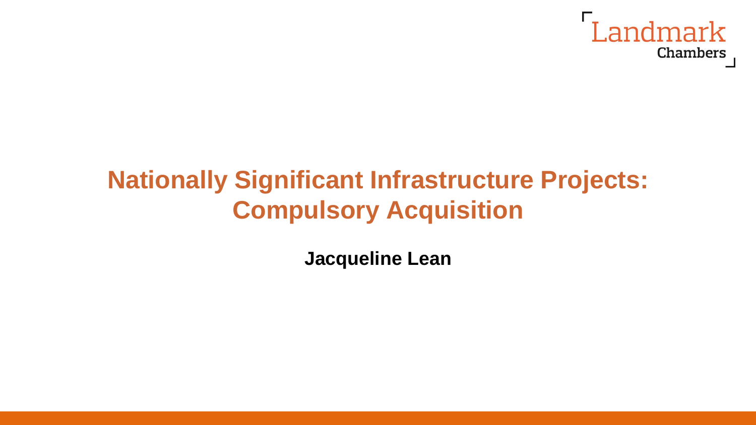Landmark Chambers

# Nationally Significant Infrastructure Projects: Compulsory Acquisition

**Jacqueline Lean**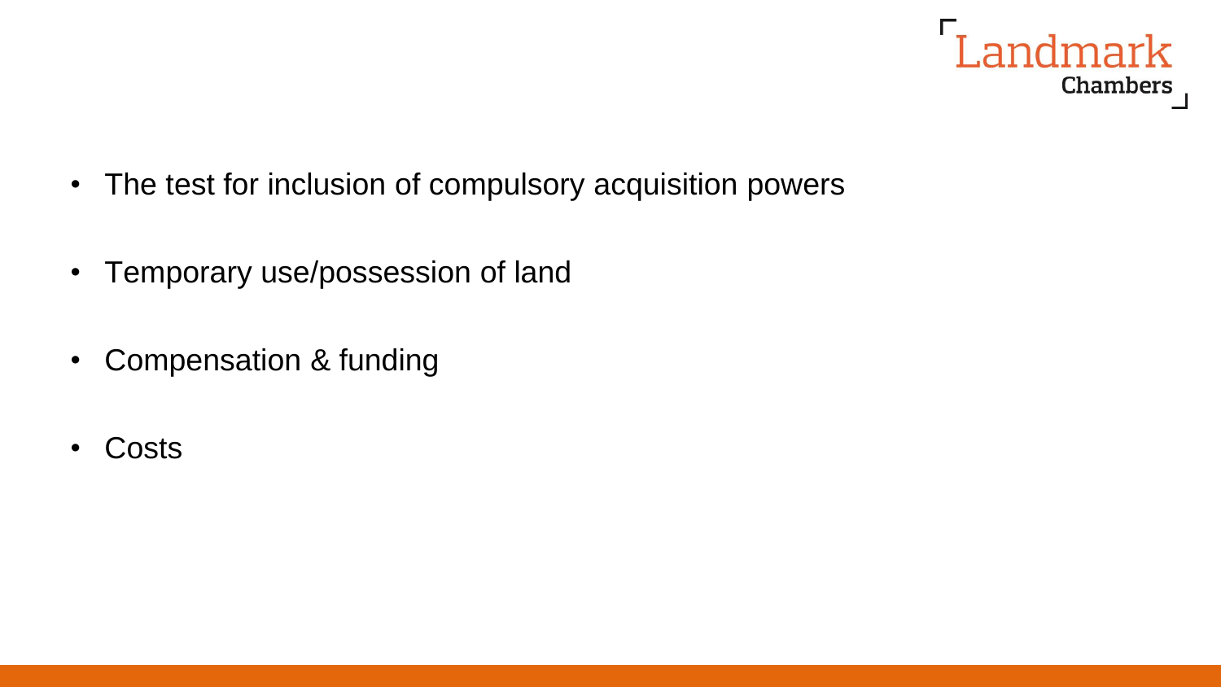- The test for inclusion of compulsory acquisition powers
- Temporary use/possession of land
- Compensation & funding
- Costs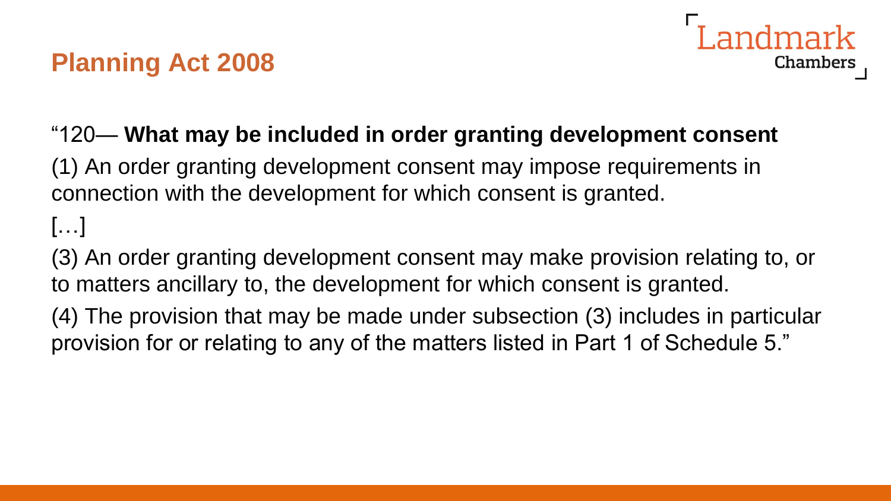## Planning Act 2008

"120— **What may be included in order granting development consent**

(1) An order granting development consent may impose requirements in connection with the development for which consent is granted.

[…]

(3) An order granting development consent may make provision relating to, or to matters ancillary to, the development for which consent is granted.

(4) The provision that may be made under subsection (3) includes in particular provision for or relating to any of the matters listed in Part 1 of Schedule 5."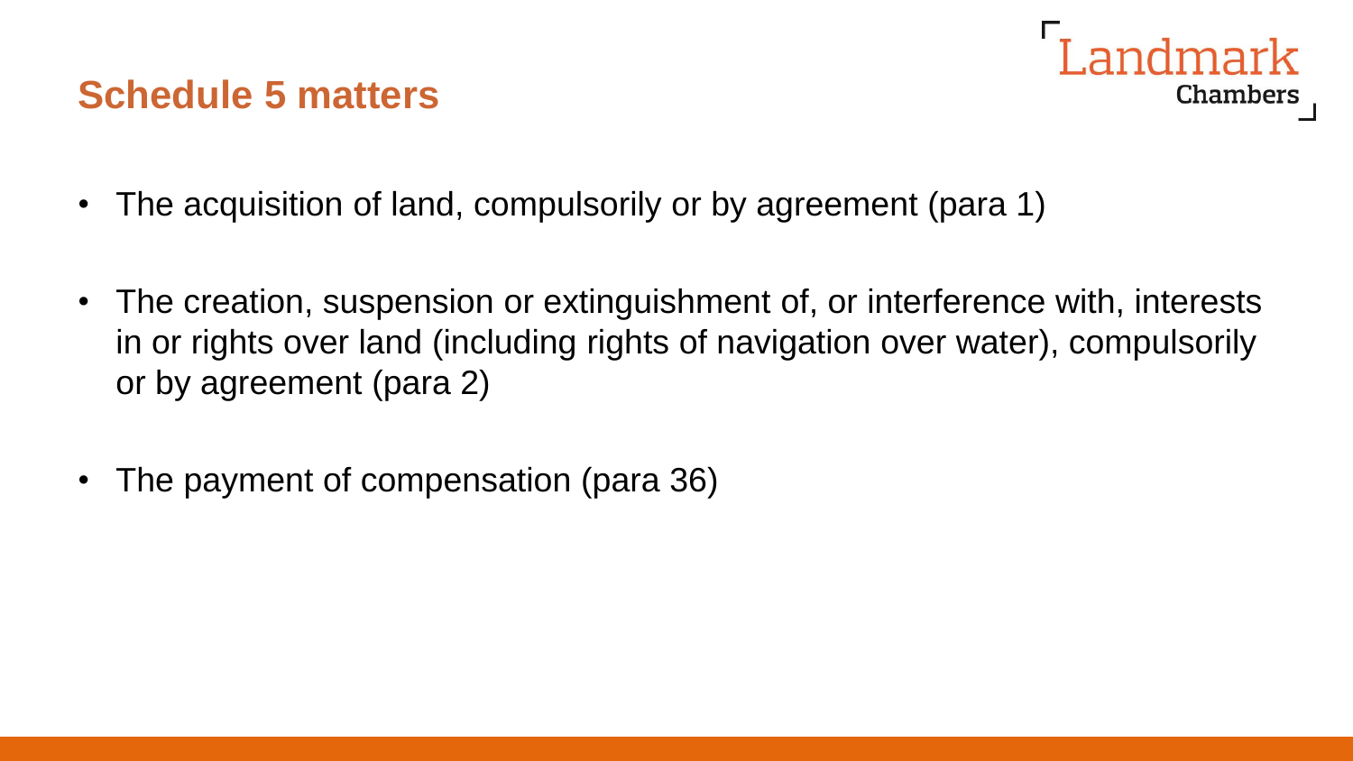## Schedule 5 matters

- The acquisition of land, compulsorily or by agreement (para 1)
- The creation, suspension or extinguishment of, or interference with, interests in or rights over land (including rights of navigation over water), compulsorily or by agreement (para 2)
- The payment of compensation (para 36)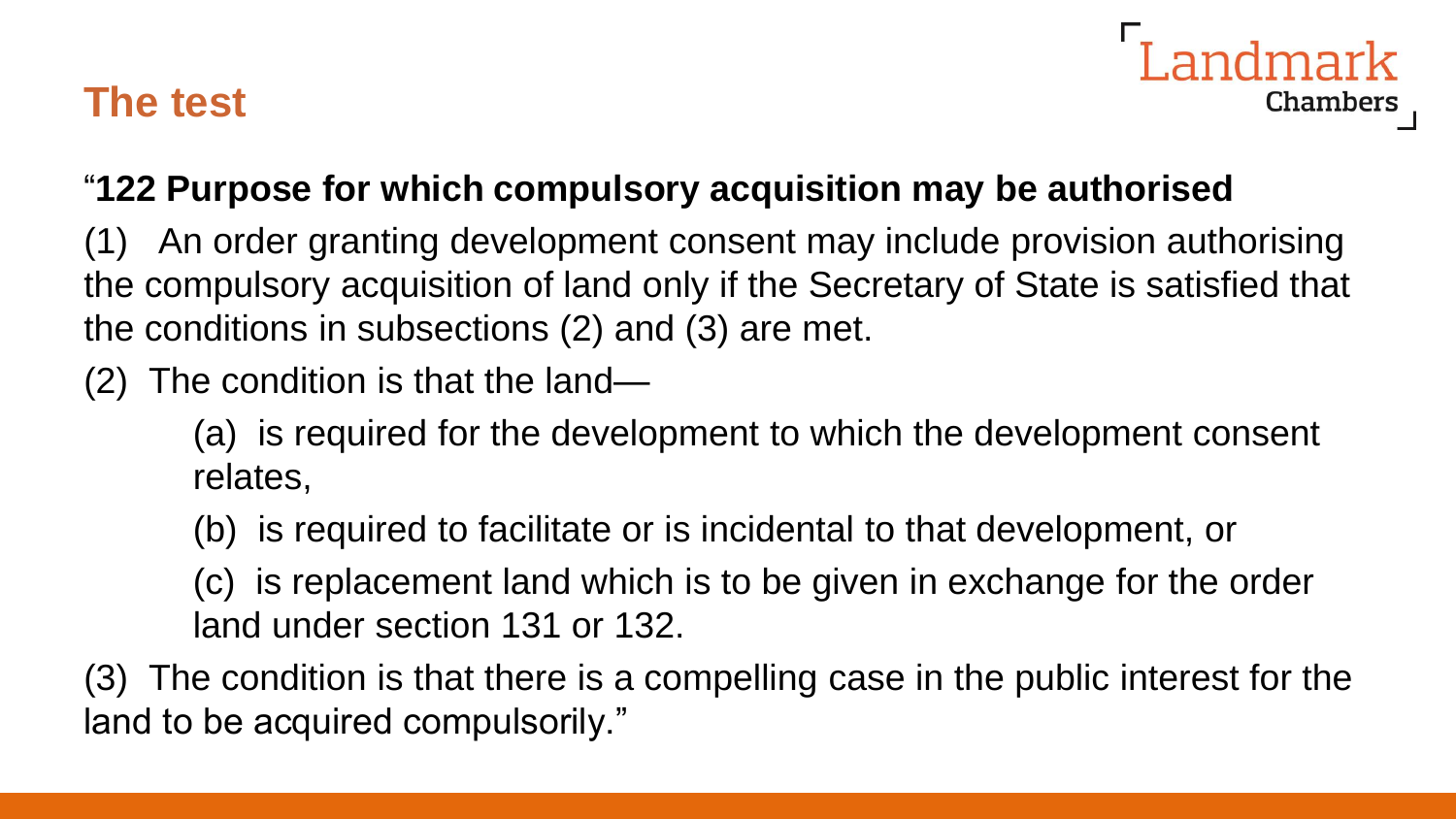## The test

"**122 Purpose for which compulsory acquisition may be authorised**

(1) An order granting development consent may include provision authorising the compulsory acquisition of land only if the Secretary of State is satisfied that the conditions in subsections (2) and (3) are met.

(2) The condition is that the land—

> (a) is required for the development to which the development consent relates,
>
> (b) is required to facilitate or is incidental to that development, or
>
> (c) is replacement land which is to be given in exchange for the order land under section 131 or 132.

(3) The condition is that there is a compelling case in the public interest for the land to be acquired compulsorily."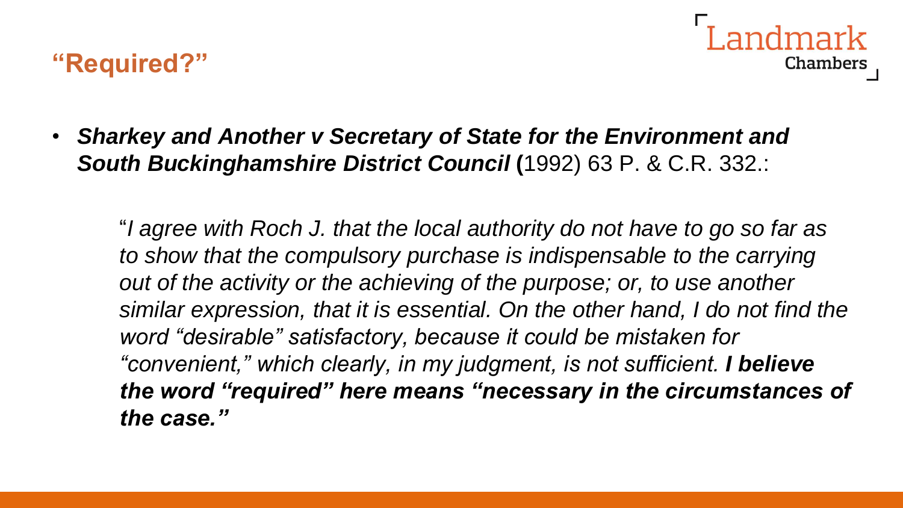## "Required?"

- ***Sharkey and Another v Secretary of State for the Environment and South Buckinghamshire District Council*** **(**1992) 63 P. & C.R. 332.:

> "*I agree with Roch J. that the local authority do not have to go so far as to show that the compulsory purchase is indispensable to the carrying out of the activity or the achieving of the purpose; or, to use another similar expression, that it is essential. On the other hand, I do not find the word "desirable" satisfactory, because it could be mistaken for "convenient," which clearly, in my judgment, is not sufficient.* ***I believe the word "required" here means "necessary in the circumstances of the case."***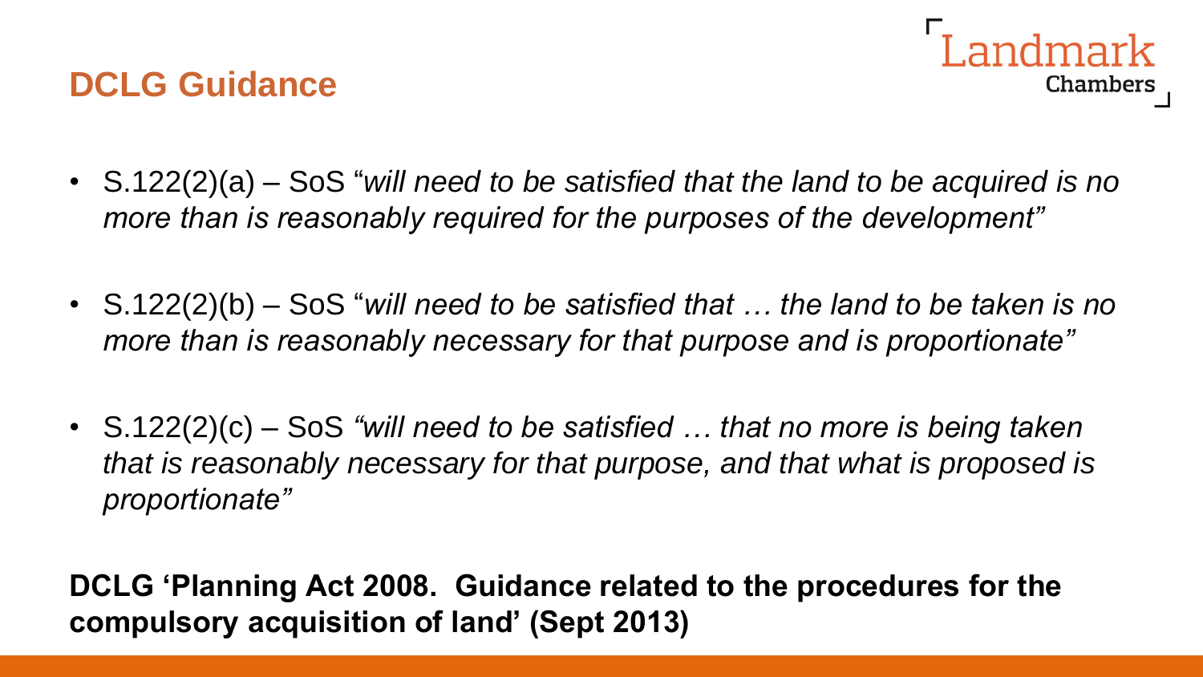## DCLG Guidance

- S.122(2)(a) – SoS "*will need to be satisfied that the land to be acquired is no more than is reasonably required for the purposes of the development"*
- S.122(2)(b) – SoS "*will need to be satisfied that … the land to be taken is no more than is reasonably necessary for that purpose and is proportionate"*
- S.122(2)(c) – SoS *"will need to be satisfied … that no more is being taken that is reasonably necessary for that purpose, and that what is proposed is proportionate"*

**DCLG 'Planning Act 2008. Guidance related to the procedures for the compulsory acquisition of land' (Sept 2013)**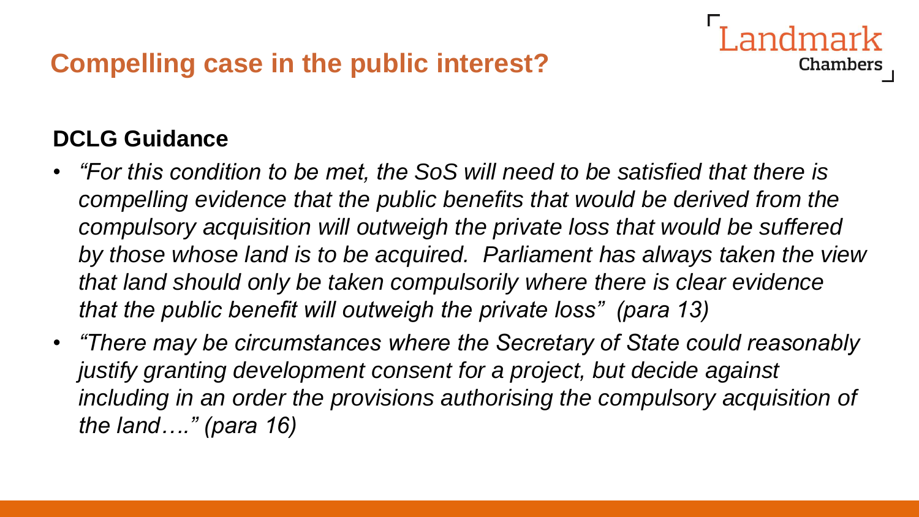# Compelling case in the public interest?

**DCLG Guidance**

- *"For this condition to be met, the SoS will need to be satisfied that there is compelling evidence that the public benefits that would be derived from the compulsory acquisition will outweigh the private loss that would be suffered by those whose land is to be acquired. Parliament has always taken the view that land should only be taken compulsorily where there is clear evidence that the public benefit will outweigh the private loss" (para 13)*
- *"There may be circumstances where the Secretary of State could reasonably justify granting development consent for a project, but decide against including in an order the provisions authorising the compulsory acquisition of the land…." (para 16)*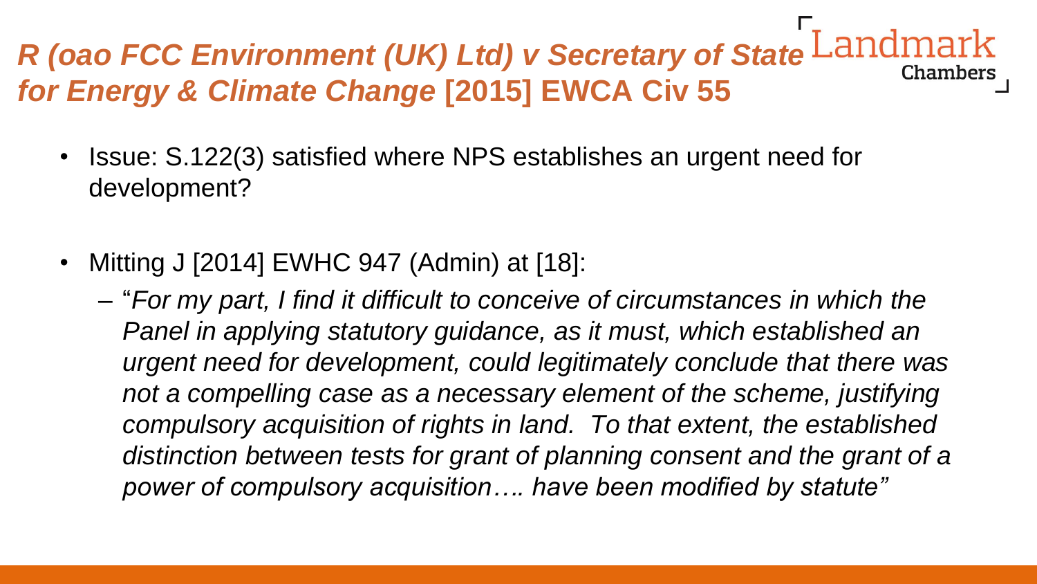## *R (oao FCC Environment (UK) Ltd) v Secretary of State for Energy & Climate Change* [2015] EWCA Civ 55

- Issue: S.122(3) satisfied where NPS establishes an urgent need for development?

- Mitting J [2014] EWHC 947 (Admin) at [18]:
  - "*For my part, I find it difficult to conceive of circumstances in which the Panel in applying statutory guidance, as it must, which established an urgent need for development, could legitimately conclude that there was not a compelling case as a necessary element of the scheme, justifying compulsory acquisition of rights in land. To that extent, the established distinction between tests for grant of planning consent and the grant of a power of compulsory acquisition…. have been modified by statute*"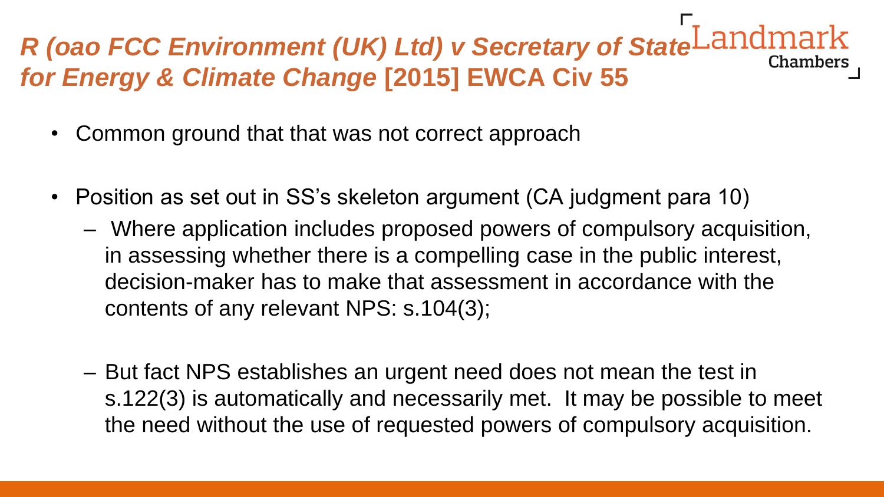## *R (oao FCC Environment (UK) Ltd) v Secretary of State for Energy & Climate Change* [2015] EWCA Civ 55

- Common ground that that was not correct approach
- Position as set out in SS's skeleton argument (CA judgment para 10)
  - Where application includes proposed powers of compulsory acquisition, in assessing whether there is a compelling case in the public interest, decision-maker has to make that assessment in accordance with the contents of any relevant NPS: s.104(3);
  - But fact NPS establishes an urgent need does not mean the test in s.122(3) is automatically and necessarily met. It may be possible to meet the need without the use of requested powers of compulsory acquisition.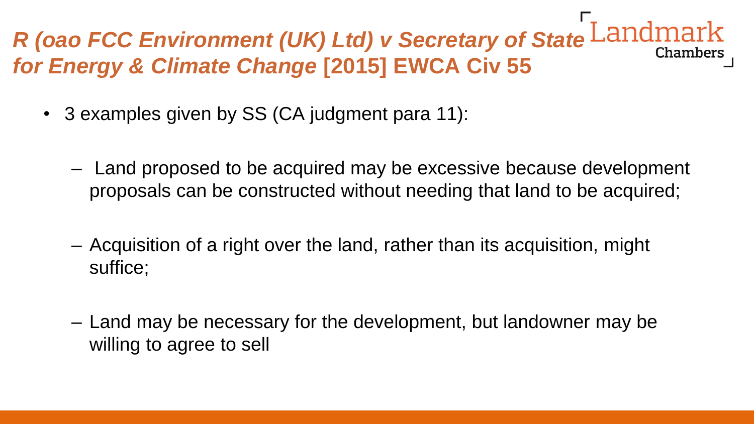# *R (oao FCC Environment (UK) Ltd) v Secretary of State for Energy & Climate Change* [2015] EWCA Civ 55

- 3 examples given by SS (CA judgment para 11):
  - Land proposed to be acquired may be excessive because development proposals can be constructed without needing that land to be acquired;
  - Acquisition of a right over the land, rather than its acquisition, might suffice;
  - Land may be necessary for the development, but landowner may be willing to agree to sell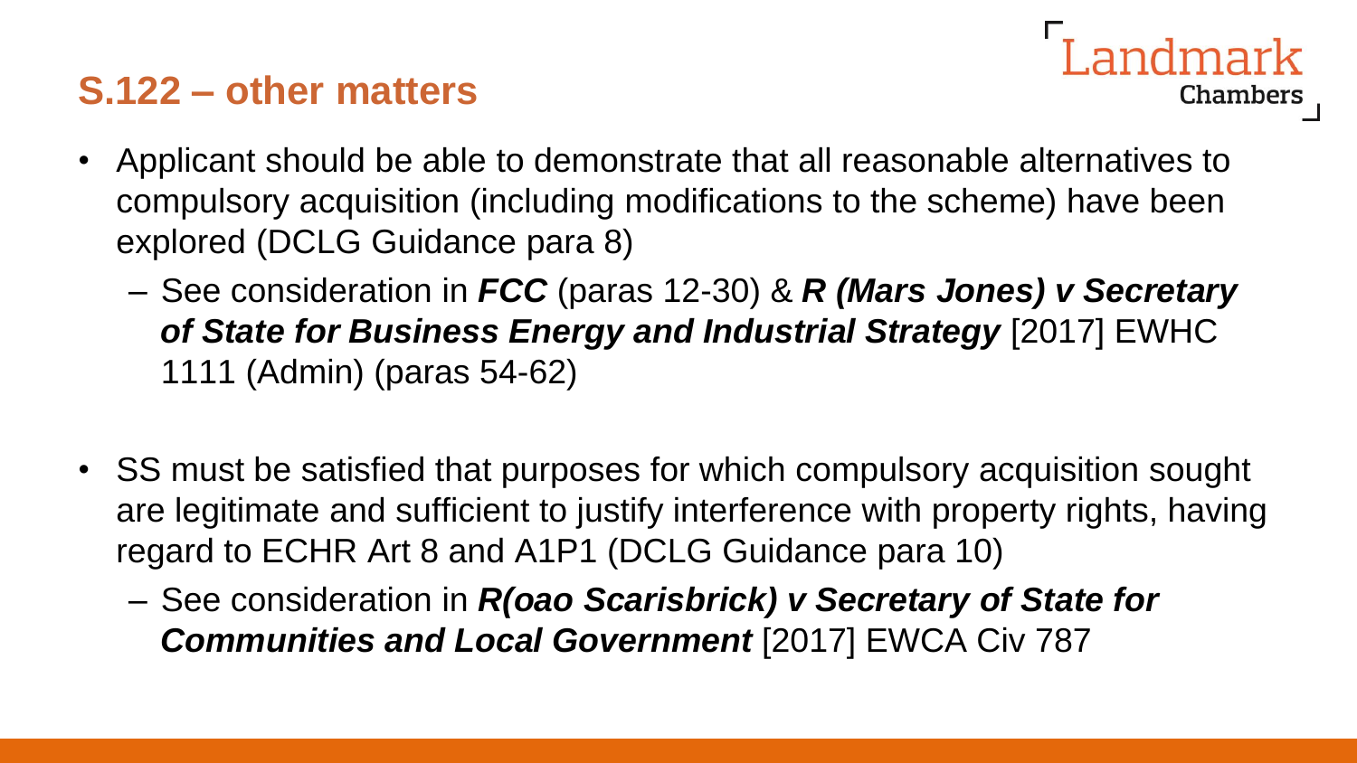## S.122 – other matters

- Applicant should be able to demonstrate that all reasonable alternatives to compulsory acquisition (including modifications to the scheme) have been explored (DCLG Guidance para 8)
  - See consideration in ***FCC*** (paras 12-30) & ***R (Mars Jones) v Secretary of State for Business Energy and Industrial Strategy*** [2017] EWHC 1111 (Admin) (paras 54-62)

- SS must be satisfied that purposes for which compulsory acquisition sought are legitimate and sufficient to justify interference with property rights, having regard to ECHR Art 8 and A1P1 (DCLG Guidance para 10)
  - See consideration in ***R(oao Scarisbrick) v Secretary of State for Communities and Local Government*** [2017] EWCA Civ 787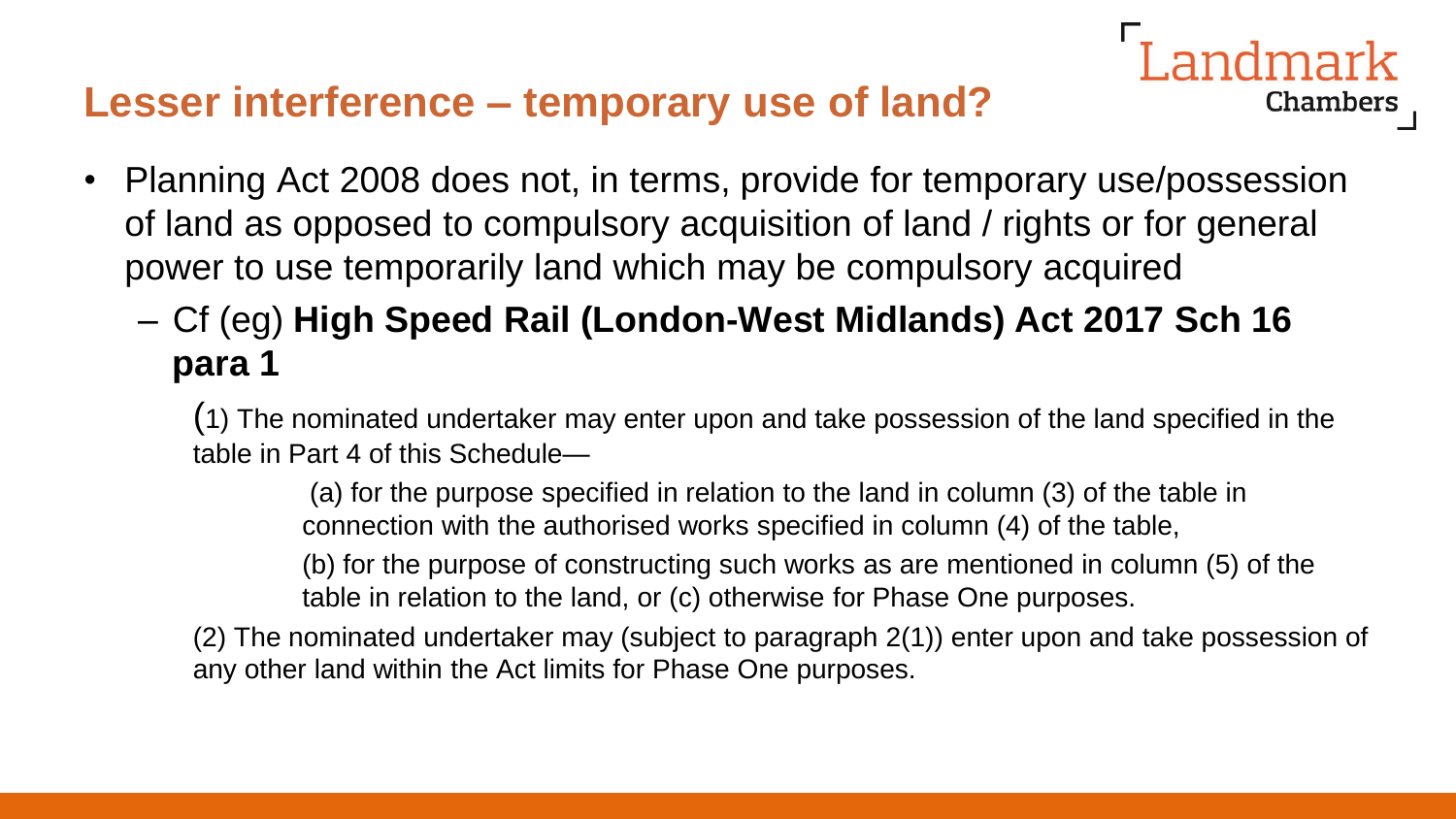## Lesser interference – temporary use of land?

- Planning Act 2008 does not, in terms, provide for temporary use/possession of land as opposed to compulsory acquisition of land / rights or for general power to use temporarily land which may be compulsory acquired
  - Cf (eg) **High Speed Rail (London-West Midlands) Act 2017 Sch 16 para 1**

    (1) The nominated undertaker may enter upon and take possession of the land specified in the table in Part 4 of this Schedule—

    > (a) for the purpose specified in relation to the land in column (3) of the table in connection with the authorised works specified in column (4) of the table,
    >
    > (b) for the purpose of constructing such works as are mentioned in column (5) of the table in relation to the land, or (c) otherwise for Phase One purposes.

    (2) The nominated undertaker may (subject to paragraph 2(1)) enter upon and take possession of any other land within the Act limits for Phase One purposes.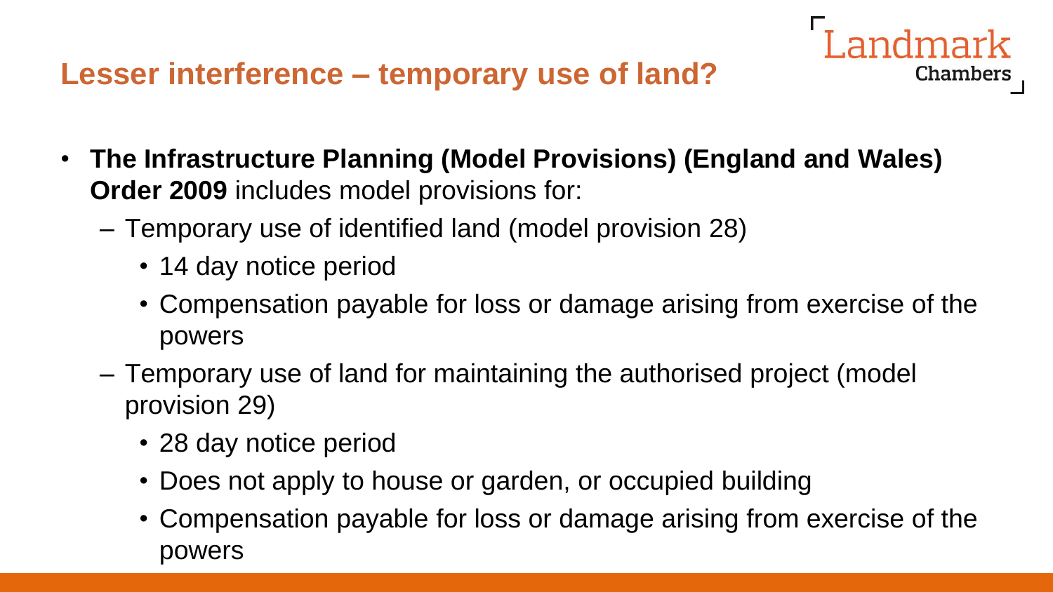## Lesser interference – temporary use of land?

- **The Infrastructure Planning (Model Provisions) (England and Wales) Order 2009** includes model provisions for:
  - Temporary use of identified land (model provision 28)
    - 14 day notice period
    - Compensation payable for loss or damage arising from exercise of the powers
  - Temporary use of land for maintaining the authorised project (model provision 29)
    - 28 day notice period
    - Does not apply to house or garden, or occupied building
    - Compensation payable for loss or damage arising from exercise of the powers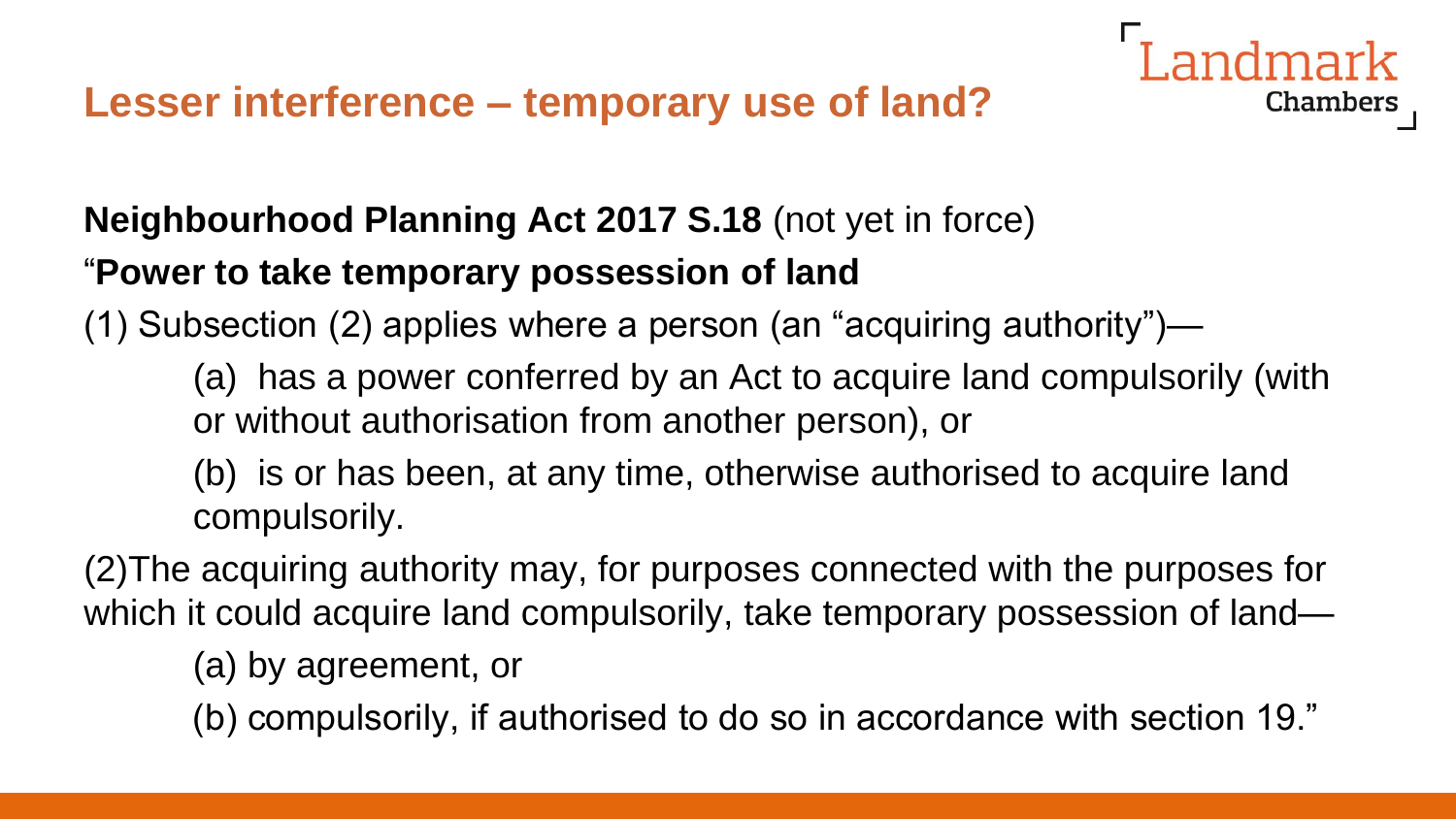# Lesser interference – temporary use of land?

**Neighbourhood Planning Act 2017 S.18** (not yet in force)

"**Power to take temporary possession of land**

(1) Subsection (2) applies where a person (an "acquiring authority")—

> (a) has a power conferred by an Act to acquire land compulsorily (with or without authorisation from another person), or
>
> (b) is or has been, at any time, otherwise authorised to acquire land compulsorily.

(2)The acquiring authority may, for purposes connected with the purposes for which it could acquire land compulsorily, take temporary possession of land—

> (a) by agreement, or
>
> (b) compulsorily, if authorised to do so in accordance with section 19."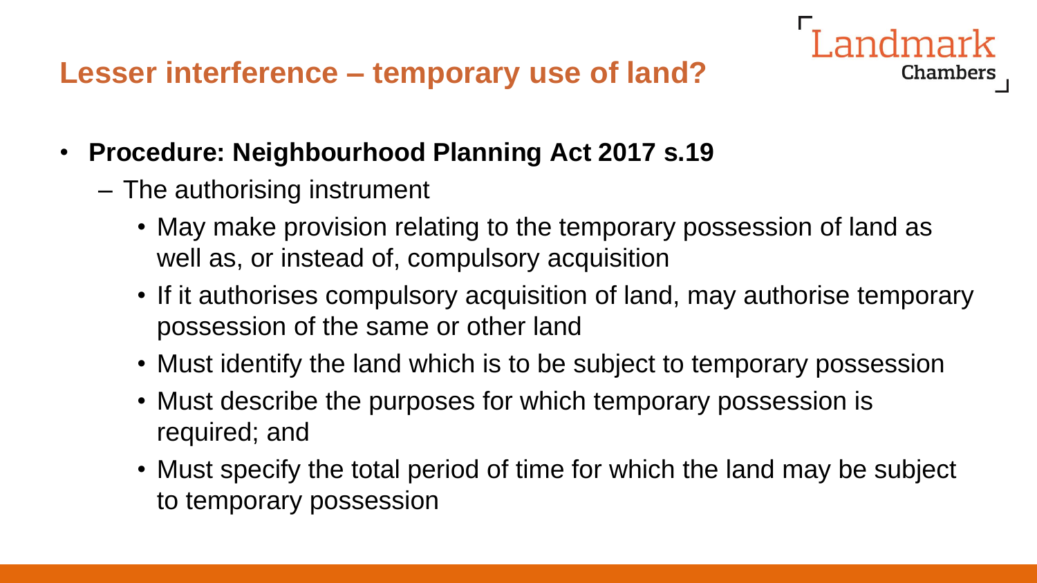## Lesser interference – temporary use of land?

- **Procedure: Neighbourhood Planning Act 2017 s.19**
  - The authorising instrument
    - May make provision relating to the temporary possession of land as well as, or instead of, compulsory acquisition
    - If it authorises compulsory acquisition of land, may authorise temporary possession of the same or other land
    - Must identify the land which is to be subject to temporary possession
    - Must describe the purposes for which temporary possession is required; and
    - Must specify the total period of time for which the land may be subject to temporary possession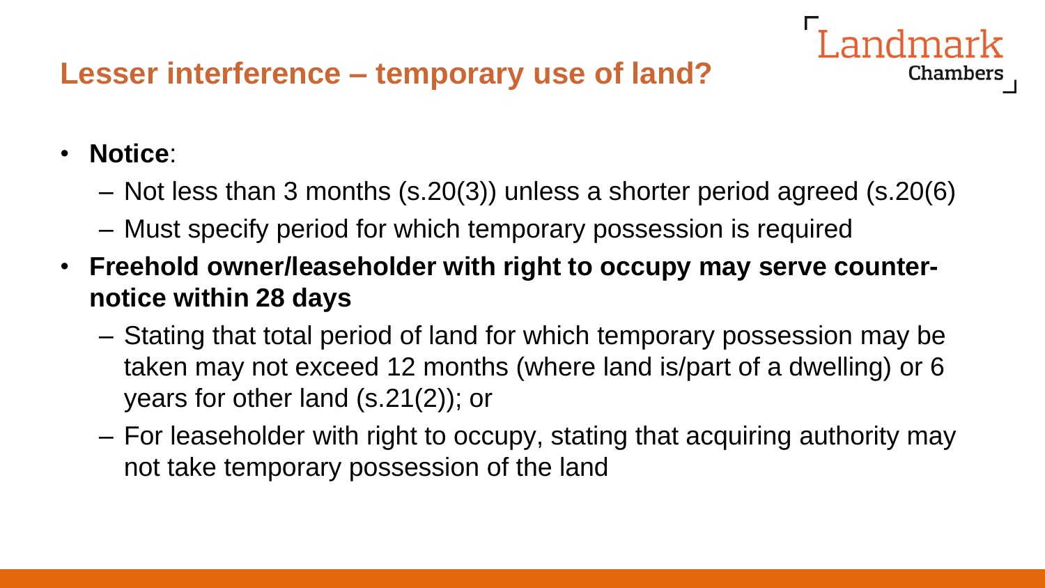## Lesser interference – temporary use of land?

- **Notice**:
  - Not less than 3 months (s.20(3)) unless a shorter period agreed (s.20(6)
  - Must specify period for which temporary possession is required
- **Freehold owner/leaseholder with right to occupy may serve counter-notice within 28 days**
  - Stating that total period of land for which temporary possession may be taken may not exceed 12 months (where land is/part of a dwelling) or 6 years for other land (s.21(2)); or
  - For leaseholder with right to occupy, stating that acquiring authority may not take temporary possession of the land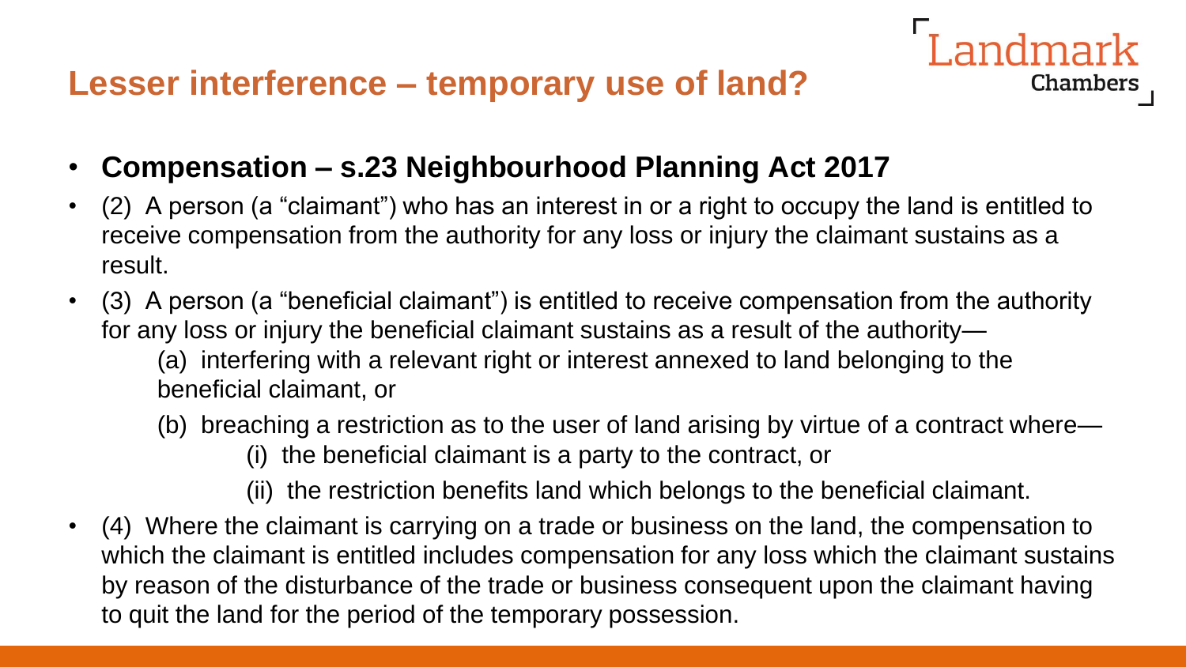## Lesser interference – temporary use of land?

- **Compensation – s.23 Neighbourhood Planning Act 2017**
- (2) A person (a "claimant") who has an interest in or a right to occupy the land is entitled to receive compensation from the authority for any loss or injury the claimant sustains as a result.
- (3) A person (a "beneficial claimant") is entitled to receive compensation from the authority for any loss or injury the beneficial claimant sustains as a result of the authority—
  - (a) interfering with a relevant right or interest annexed to land belonging to the beneficial claimant, or
  - (b) breaching a restriction as to the user of land arising by virtue of a contract where—
    - (i) the beneficial claimant is a party to the contract, or
    - (ii) the restriction benefits land which belongs to the beneficial claimant.
- (4) Where the claimant is carrying on a trade or business on the land, the compensation to which the claimant is entitled includes compensation for any loss which the claimant sustains by reason of the disturbance of the trade or business consequent upon the claimant having to quit the land for the period of the temporary possession.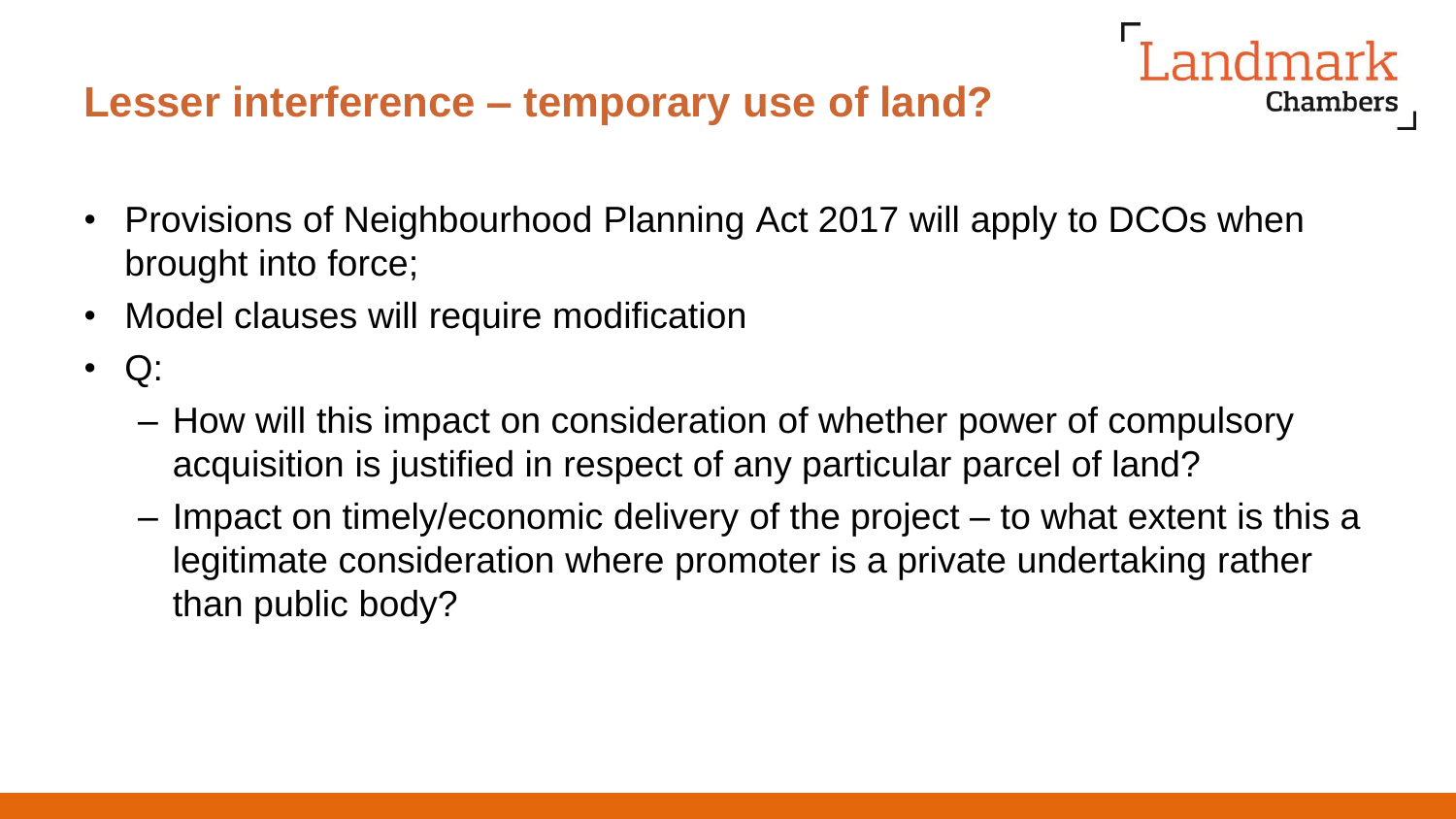## Lesser interference – temporary use of land?

- Provisions of Neighbourhood Planning Act 2017 will apply to DCOs when brought into force;
- Model clauses will require modification
- Q:
  - How will this impact on consideration of whether power of compulsory acquisition is justified in respect of any particular parcel of land?
  - Impact on timely/economic delivery of the project – to what extent is this a legitimate consideration where promoter is a private undertaking rather than public body?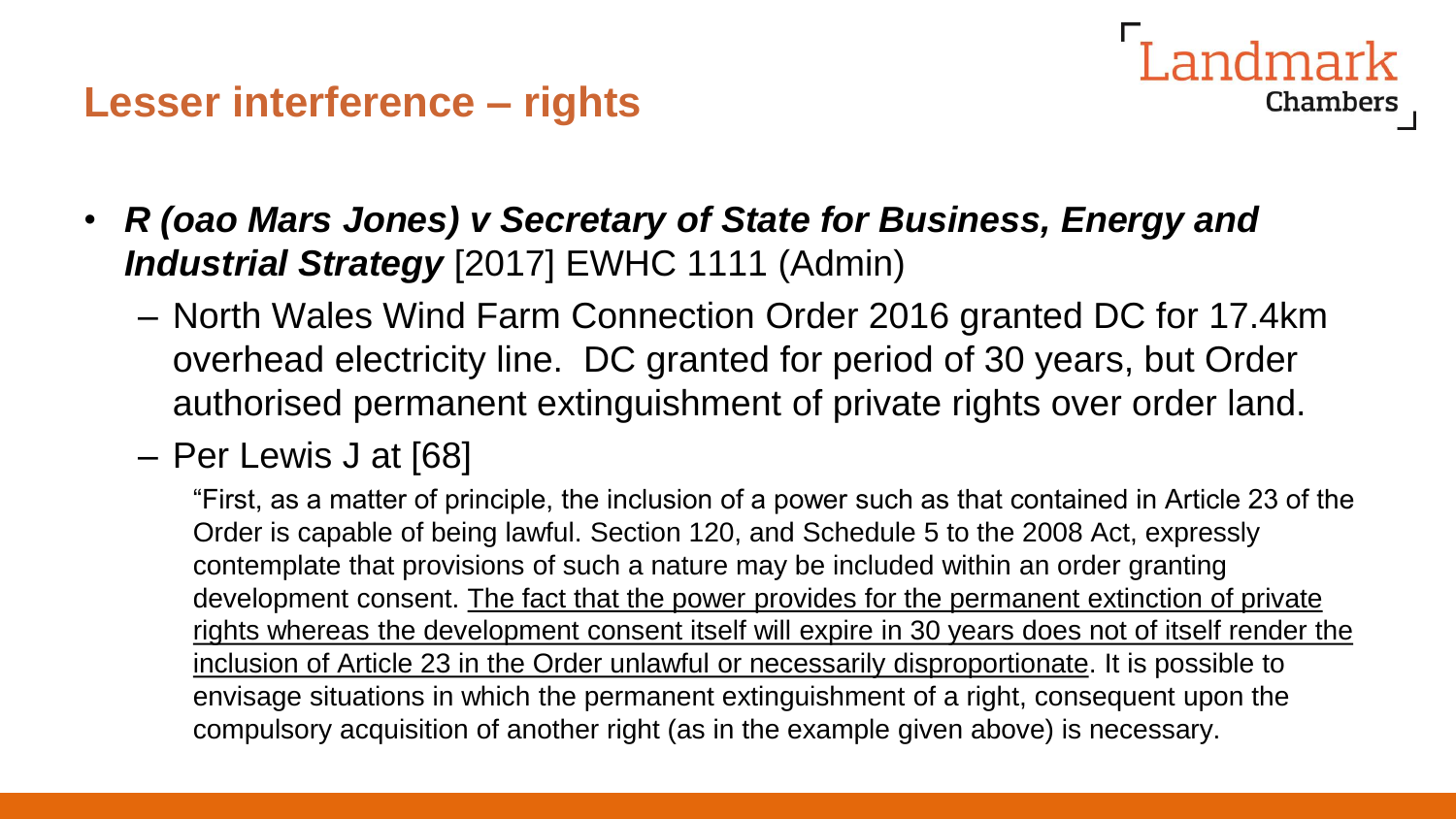## Lesser interference – rights

- ***R (oao Mars Jones) v Secretary of State for Business, Energy and Industrial Strategy*** [2017] EWHC 1111 (Admin)
  - North Wales Wind Farm Connection Order 2016 granted DC for 17.4km overhead electricity line. DC granted for period of 30 years, but Order authorised permanent extinguishment of private rights over order land.
  - Per Lewis J at [68]

    "First, as a matter of principle, the inclusion of a power such as that contained in Article 23 of the Order is capable of being lawful. Section 120, and Schedule 5 to the 2008 Act, expressly contemplate that provisions of such a nature may be included within an order granting development consent. <u>The fact that the power provides for the permanent extinction of private rights whereas the development consent itself will expire in 30 years does not of itself render the inclusion of Article 23 in the Order unlawful or necessarily disproportionate</u>. It is possible to envisage situations in which the permanent extinguishment of a right, consequent upon the compulsory acquisition of another right (as in the example given above) is necessary.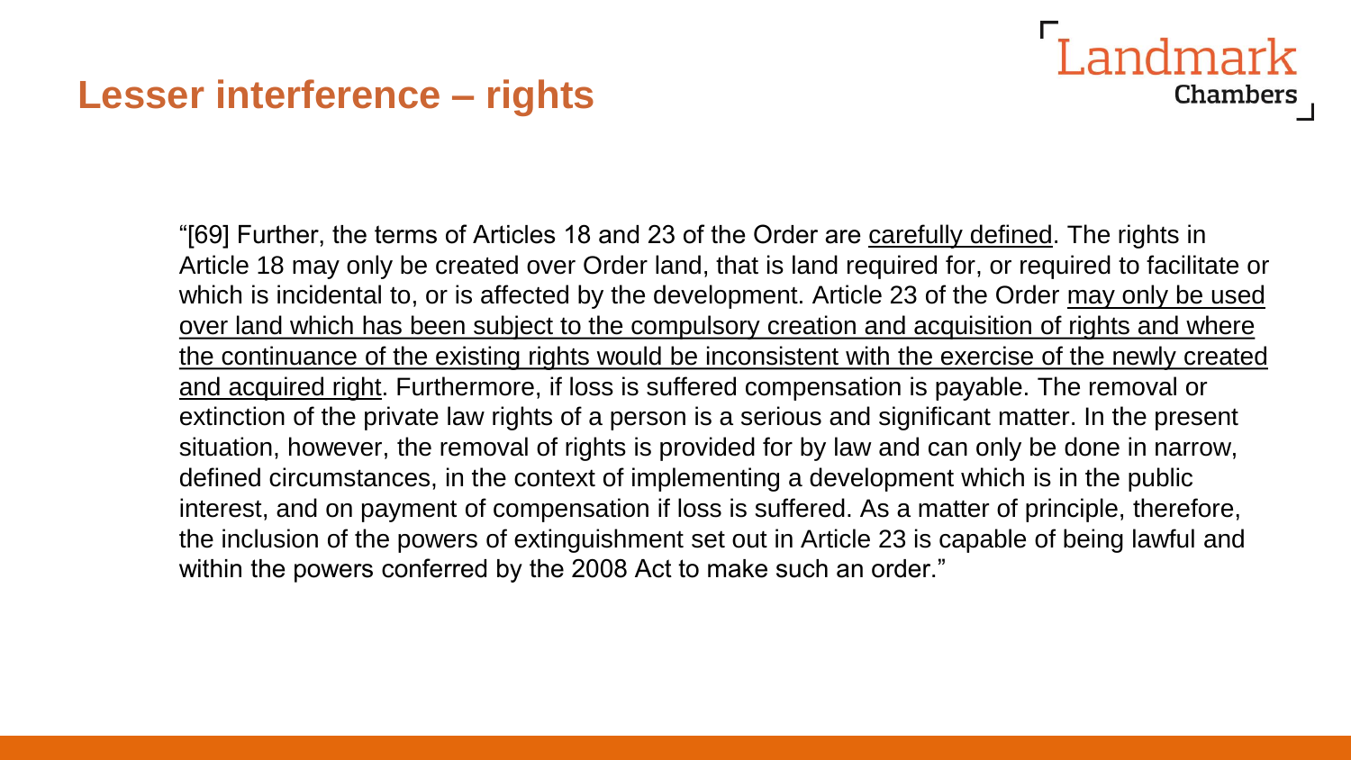## Lesser interference – rights

"[69] Further, the terms of Articles 18 and 23 of the Order are <u>carefully defined</u>. The rights in Article 18 may only be created over Order land, that is land required for, or required to facilitate or which is incidental to, or is affected by the development. Article 23 of the Order <u>may only be used over land which has been subject to the compulsory creation and acquisition of rights and where the continuance of the existing rights would be inconsistent with the exercise of the newly created and acquired right</u>. Furthermore, if loss is suffered compensation is payable. The removal or extinction of the private law rights of a person is a serious and significant matter. In the present situation, however, the removal of rights is provided for by law and can only be done in narrow, defined circumstances, in the context of implementing a development which is in the public interest, and on payment of compensation if loss is suffered. As a matter of principle, therefore, the inclusion of the powers of extinguishment set out in Article 23 is capable of being lawful and within the powers conferred by the 2008 Act to make such an order."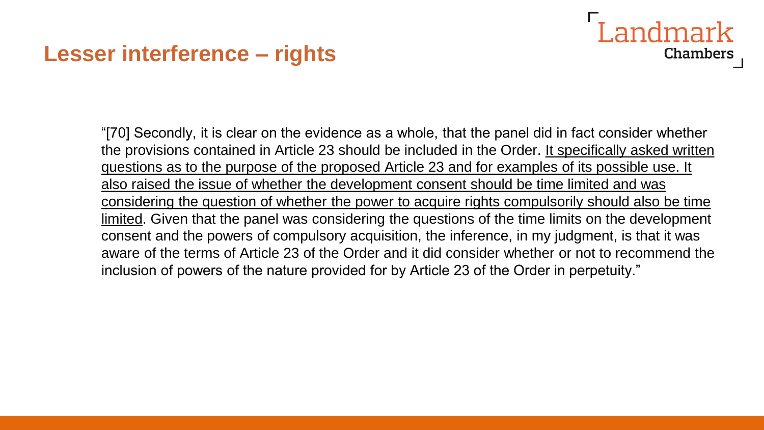## Lesser interference – rights

"[70] Secondly, it is clear on the evidence as a whole, that the panel did in fact consider whether the provisions contained in Article 23 should be included in the Order. <u>It specifically asked written questions as to the purpose of the proposed Article 23 and for examples of its possible use. It also raised the issue of whether the development consent should be time limited and was considering the question of whether the power to acquire rights compulsorily should also be time limited</u>. Given that the panel was considering the questions of the time limits on the development consent and the powers of compulsory acquisition, the inference, in my judgment, is that it was aware of the terms of Article 23 of the Order and it did consider whether or not to recommend the inclusion of powers of the nature provided for by Article 23 of the Order in perpetuity."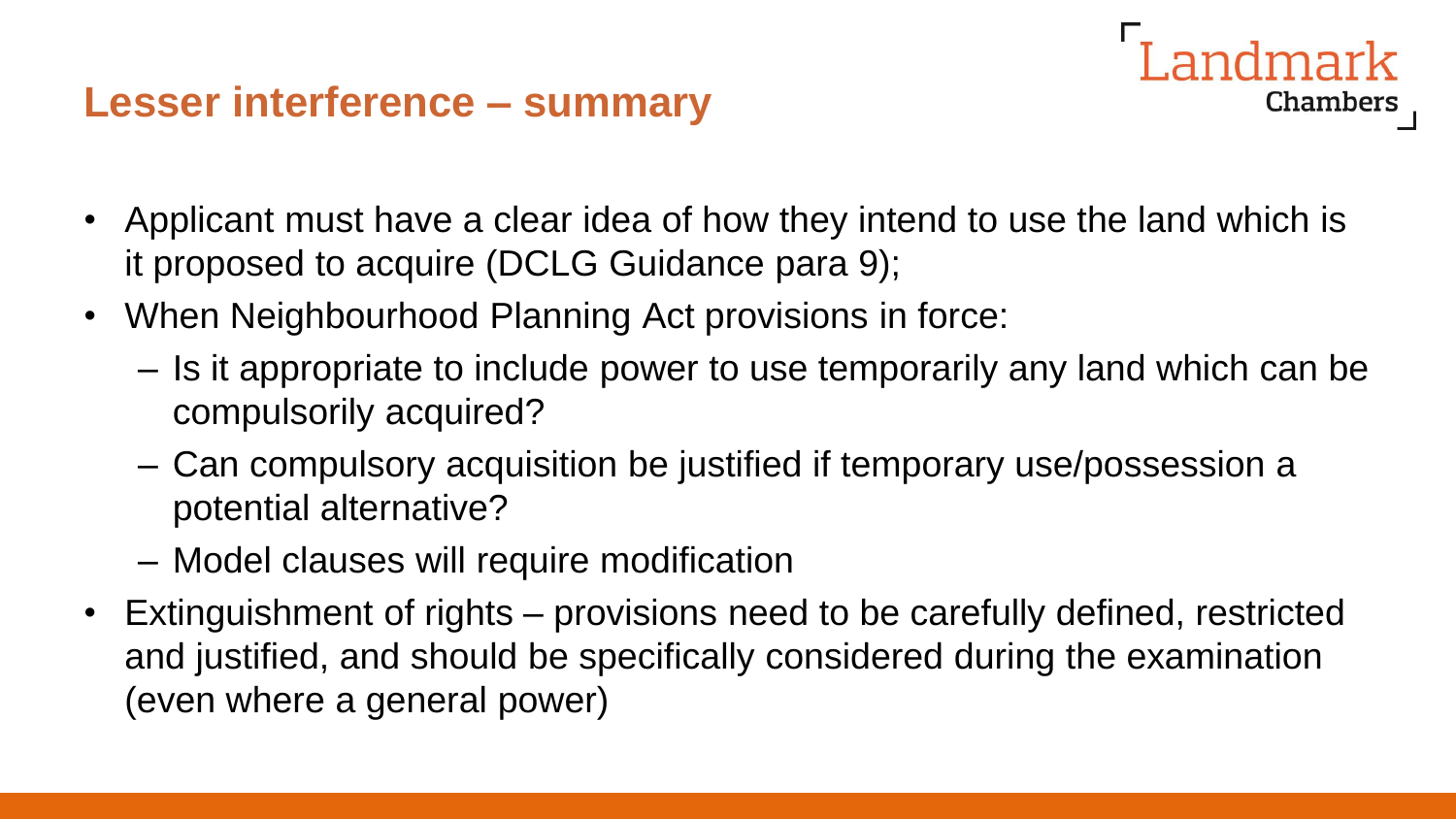## Lesser interference – summary

- Applicant must have a clear idea of how they intend to use the land which is it proposed to acquire (DCLG Guidance para 9);
- When Neighbourhood Planning Act provisions in force:
  - Is it appropriate to include power to use temporarily any land which can be compulsorily acquired?
  - Can compulsory acquisition be justified if temporary use/possession a potential alternative?
  - Model clauses will require modification
- Extinguishment of rights – provisions need to be carefully defined, restricted and justified, and should be specifically considered during the examination (even where a general power)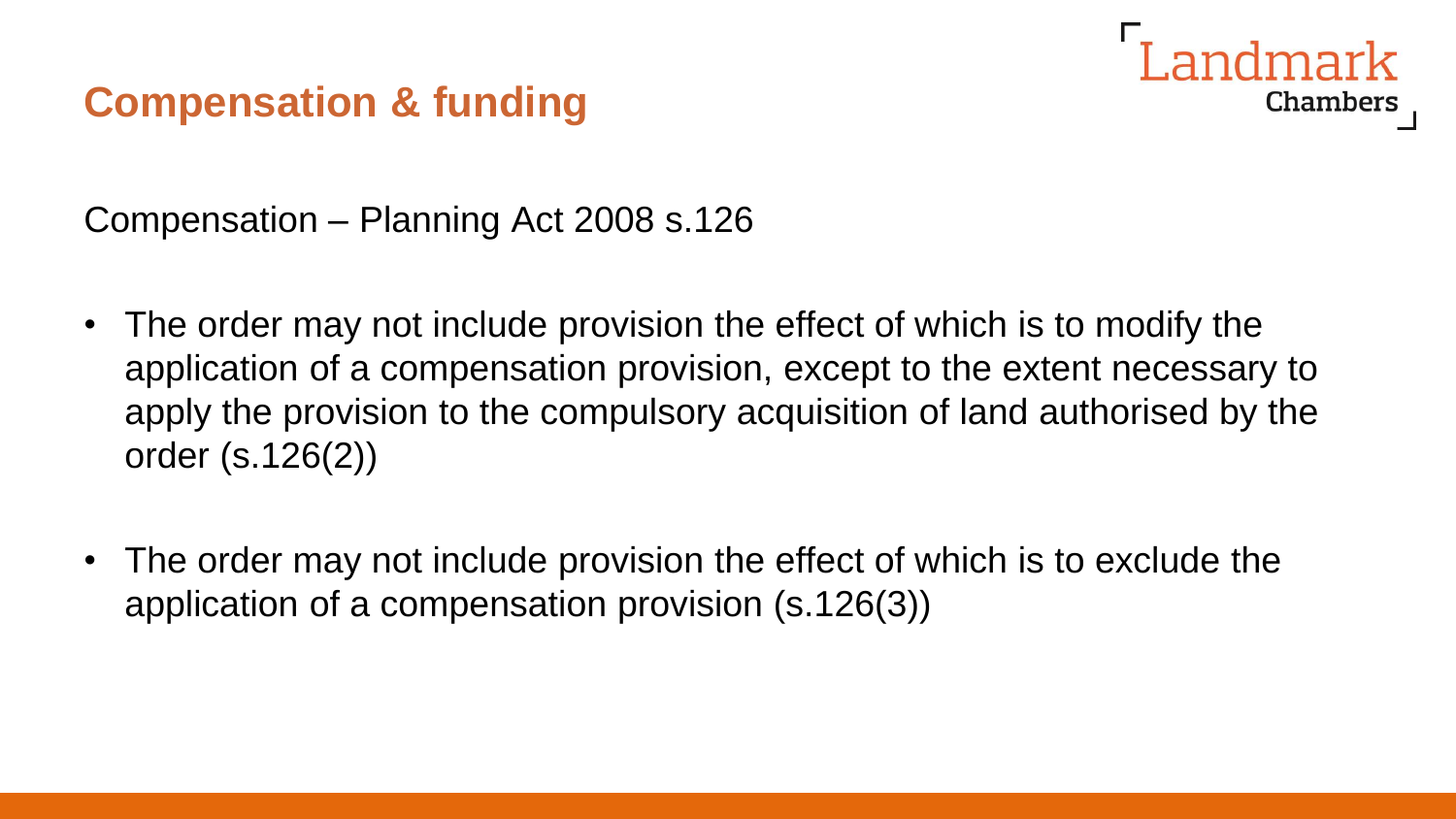# Compensation & funding

Compensation – Planning Act 2008 s.126

- The order may not include provision the effect of which is to modify the application of a compensation provision, except to the extent necessary to apply the provision to the compulsory acquisition of land authorised by the order (s.126(2))

- The order may not include provision the effect of which is to exclude the application of a compensation provision (s.126(3))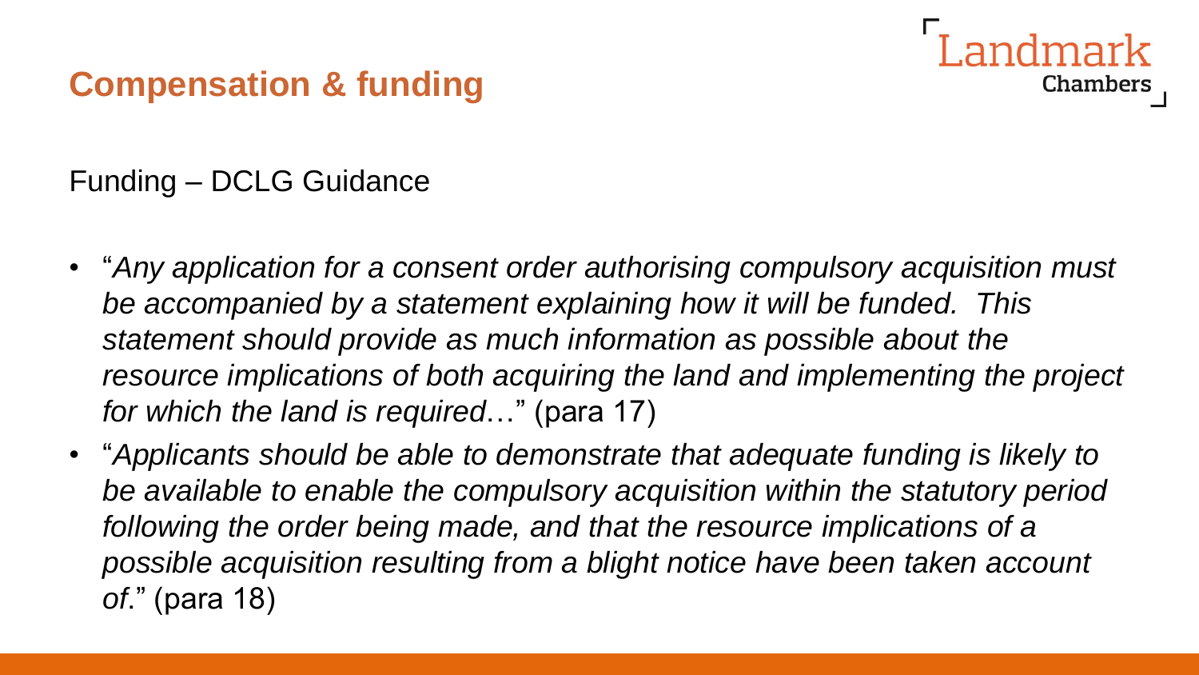## Compensation & funding

Funding – DCLG Guidance

- "*Any application for a consent order authorising compulsory acquisition must be accompanied by a statement explaining how it will be funded. This statement should provide as much information as possible about the resource implications of both acquiring the land and implementing the project for which the land is required*…" (para 17)
- "*Applicants should be able to demonstrate that adequate funding is likely to be available to enable the compulsory acquisition within the statutory period following the order being made, and that the resource implications of a possible acquisition resulting from a blight notice have been taken account of*." (para 18)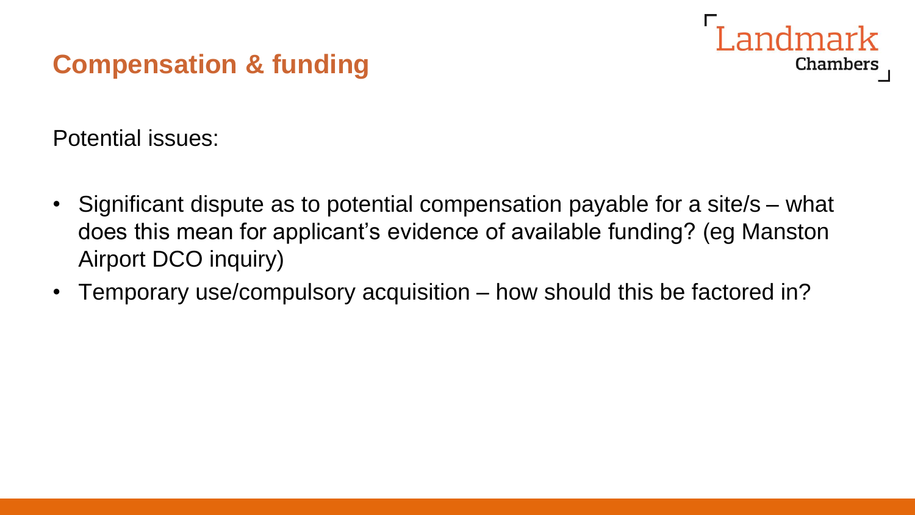## Compensation & funding

Potential issues:

- Significant dispute as to potential compensation payable for a site/s – what does this mean for applicant's evidence of available funding? (eg Manston Airport DCO inquiry)
- Temporary use/compulsory acquisition – how should this be factored in?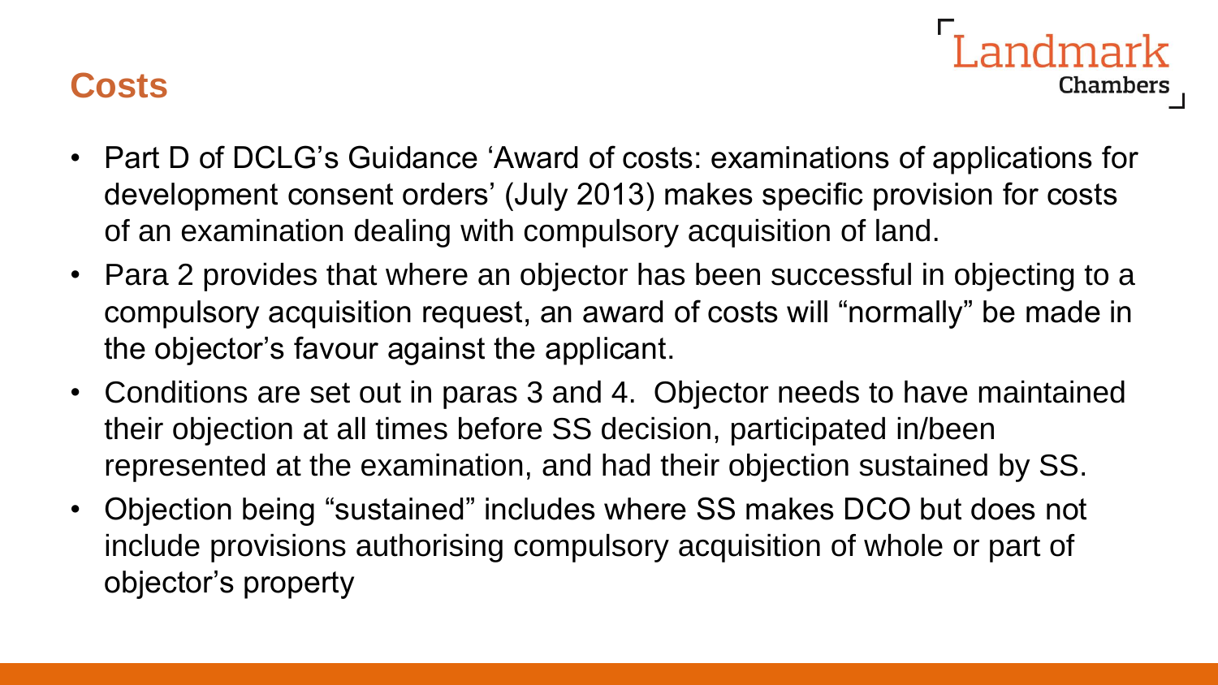## Costs

- Part D of DCLG's Guidance 'Award of costs: examinations of applications for development consent orders' (July 2013) makes specific provision for costs of an examination dealing with compulsory acquisition of land.
- Para 2 provides that where an objector has been successful in objecting to a compulsory acquisition request, an award of costs will "normally" be made in the objector's favour against the applicant.
- Conditions are set out in paras 3 and 4. Objector needs to have maintained their objection at all times before SS decision, participated in/been represented at the examination, and had their objection sustained by SS.
- Objection being "sustained" includes where SS makes DCO but does not include provisions authorising compulsory acquisition of whole or part of objector's property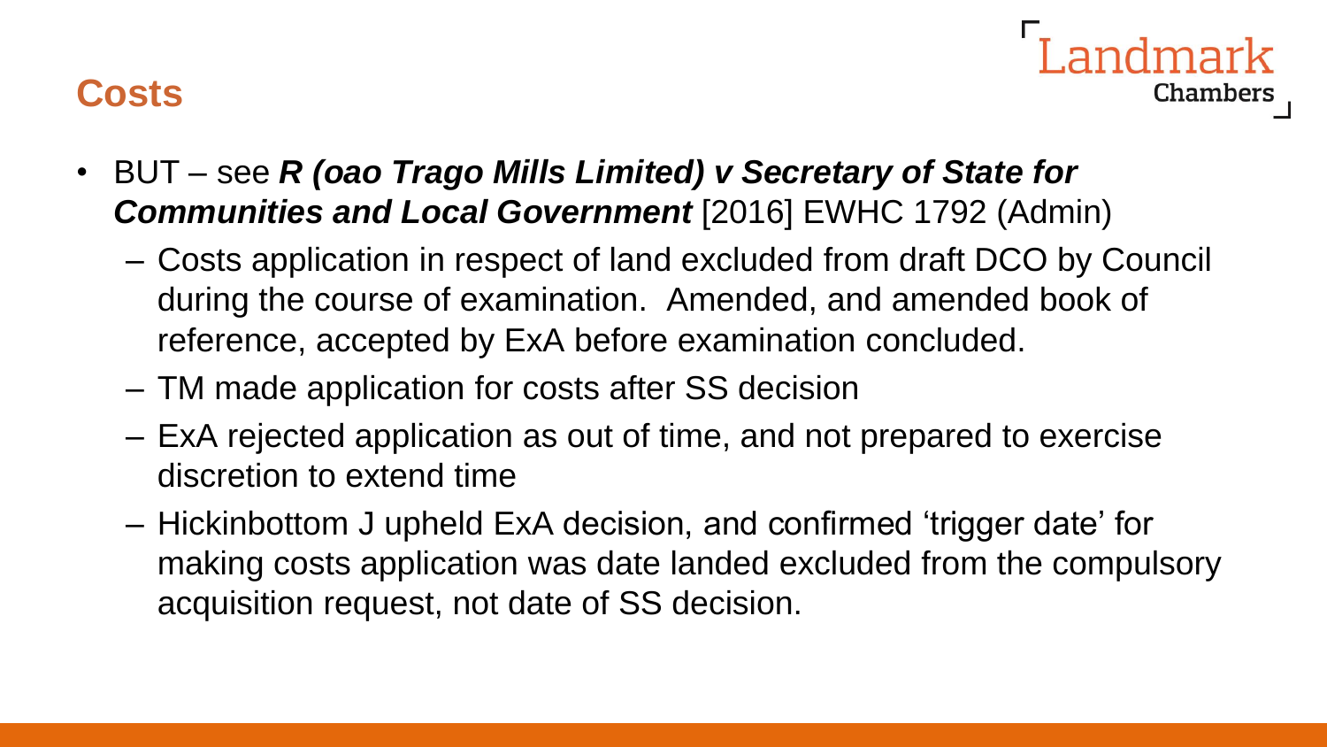## Costs

- BUT – see ***R (oao Trago Mills Limited) v Secretary of State for Communities and Local Government*** [2016] EWHC 1792 (Admin)
  - Costs application in respect of land excluded from draft DCO by Council during the course of examination. Amended, and amended book of reference, accepted by ExA before examination concluded.
  - TM made application for costs after SS decision
  - ExA rejected application as out of time, and not prepared to exercise discretion to extend time
  - Hickinbottom J upheld ExA decision, and confirmed 'trigger date' for making costs application was date landed excluded from the compulsory acquisition request, not date of SS decision.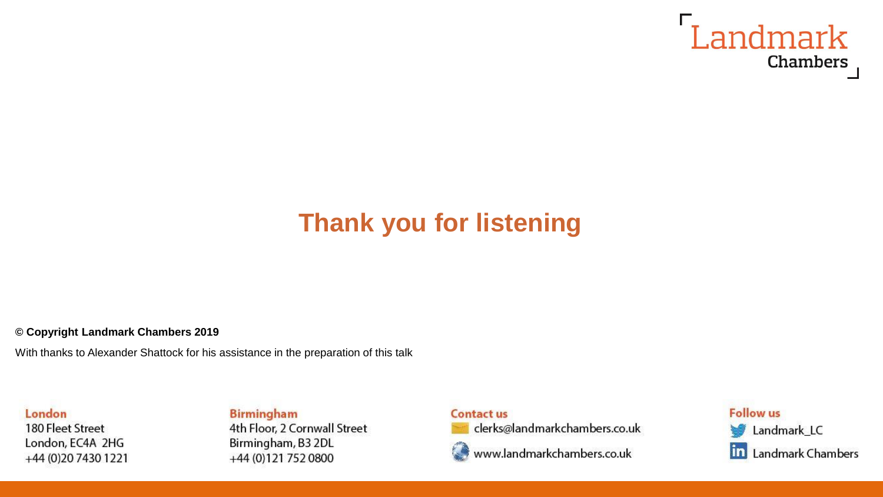Landmark Chambers

# Thank you for listening

**© Copyright Landmark Chambers 2019**

With thanks to Alexander Shattock for his assistance in the preparation of this talk

**London**
180 Fleet Street
London, EC4A 2HG
+44 (0)20 7430 1221

**Birmingham**
4th Floor, 2 Cornwall Street
Birmingham, B3 2DL
+44 (0)121 752 0800

**Contact us**
clerks@landmarkchambers.co.uk
www.landmarkchambers.co.uk

**Follow us**
Landmark_LC
Landmark Chambers